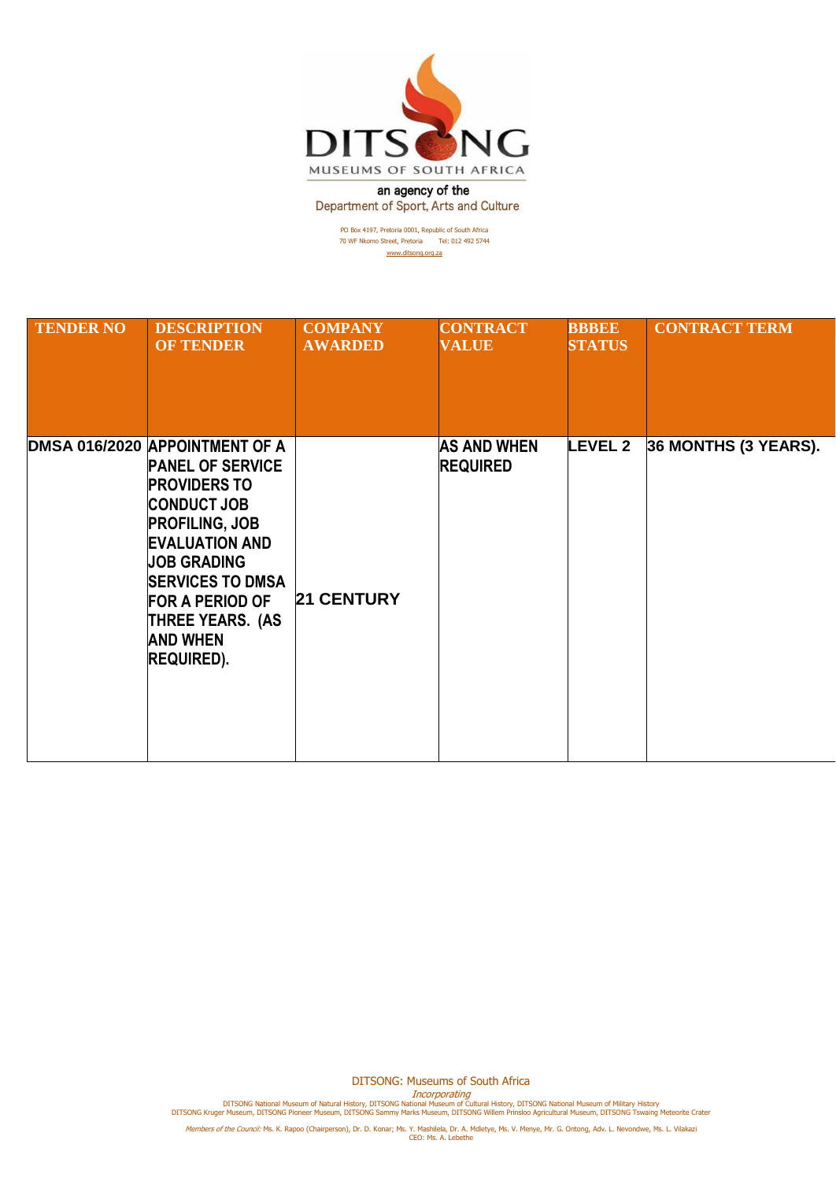DITSONG

MUSEUMS OF SOUTH AFRICA

an agency of the
Department of Sport, Arts and Culture

PO Box 4197, Pretoria 0001, Republic of South Africa
70 WF Nkomo Street, Pretoria Tel: 012 492 5744
www.ditsong.org.za

| TENDER NO | DESCRIPTION OF TENDER | COMPANY AWARDED | CONTRACT VALUE | BBBEE STATUS | CONTRACT TERM |
|---|---|---|---|---|---|
| DMSA 016/2020 | APPOINTMENT OF A PANEL OF SERVICE PROVIDERS TO CONDUCT JOB PROFILING, JOB EVALUATION AND JOB GRADING SERVICES TO DMSA FOR A PERIOD OF THREE YEARS. (AS AND WHEN REQUIRED). | 21 CENTURY | AS AND WHEN REQUIRED | LEVEL 2 | 36 MONTHS (3 YEARS). |

DITSONG: Museums of South Africa

*Incorporating*

DITSONG National Museum of Natural History, DITSONG National Museum of Cultural History, DITSONG National Museum of Military History
DITSONG Kruger Museum, DITSONG Pioneer Museum, DITSONG Sammy Marks Museum, DITSONG Willem Prinsloo Agricultural Museum, DITSONG Tswaing Meteorite Crater

*Members of the Council:* Ms. K. Rapoo (Chairperson), Dr. D. Konar; Ms. Y. Mashilela, Dr. A. Mdletye, Ms. V. Menye, Mr. G. Ontong, Adv. L. Nevondwe, Ms. L. Vilakazi
CEO: Ms. A. Lebethe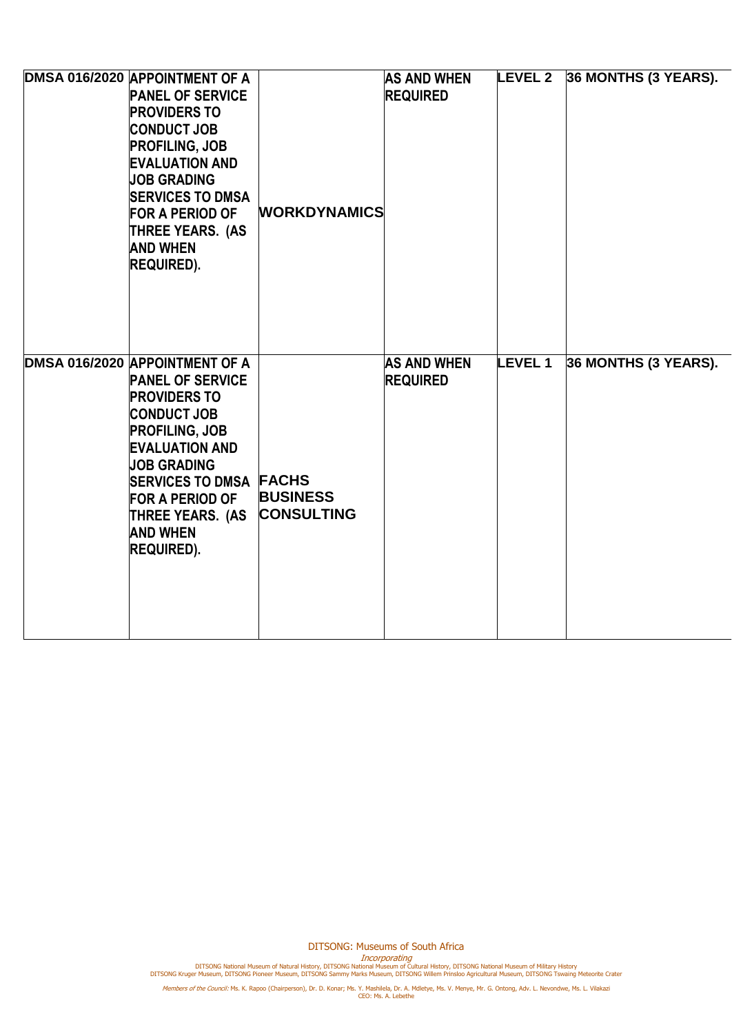| DMSA 016/2020 | APPOINTMENT OF A PANEL OF SERVICE PROVIDERS TO CONDUCT JOB PROFILING, JOB EVALUATION AND JOB GRADING SERVICES TO DMSA FOR A PERIOD OF THREE YEARS. (AS AND WHEN REQUIRED). | WORKDYNAMICS | AS AND WHEN REQUIRED | LEVEL 2 | 36 MONTHS (3 YEARS). |
|---|---|---|---|---|---|
| DMSA 016/2020 | APPOINTMENT OF A PANEL OF SERVICE PROVIDERS TO CONDUCT JOB PROFILING, JOB EVALUATION AND JOB GRADING SERVICES TO DMSA FOR A PERIOD OF THREE YEARS. (AS AND WHEN REQUIRED). | FACHS BUSINESS CONSULTING | AS AND WHEN REQUIRED | LEVEL 1 | 36 MONTHS (3 YEARS). |

DITSONG: Museums of South Africa

*Incorporating*

DITSONG National Museum of Natural History, DITSONG National Museum of Cultural History, DITSONG National Museum of Military History
DITSONG Kruger Museum, DITSONG Pioneer Museum, DITSONG Sammy Marks Museum, DITSONG Willem Prinsloo Agricultural Museum, DITSONG Tswaing Meteorite Crater

*Members of the Council:* Ms. K. Rapoo (Chairperson), Dr. D. Konar; Ms. Y. Mashilela, Dr. A. Mdletye, Ms. V. Menye, Mr. G. Ontong, Adv. L. Nevondwe, Ms. L. Vilakazi
CEO: Ms. A. Lebethe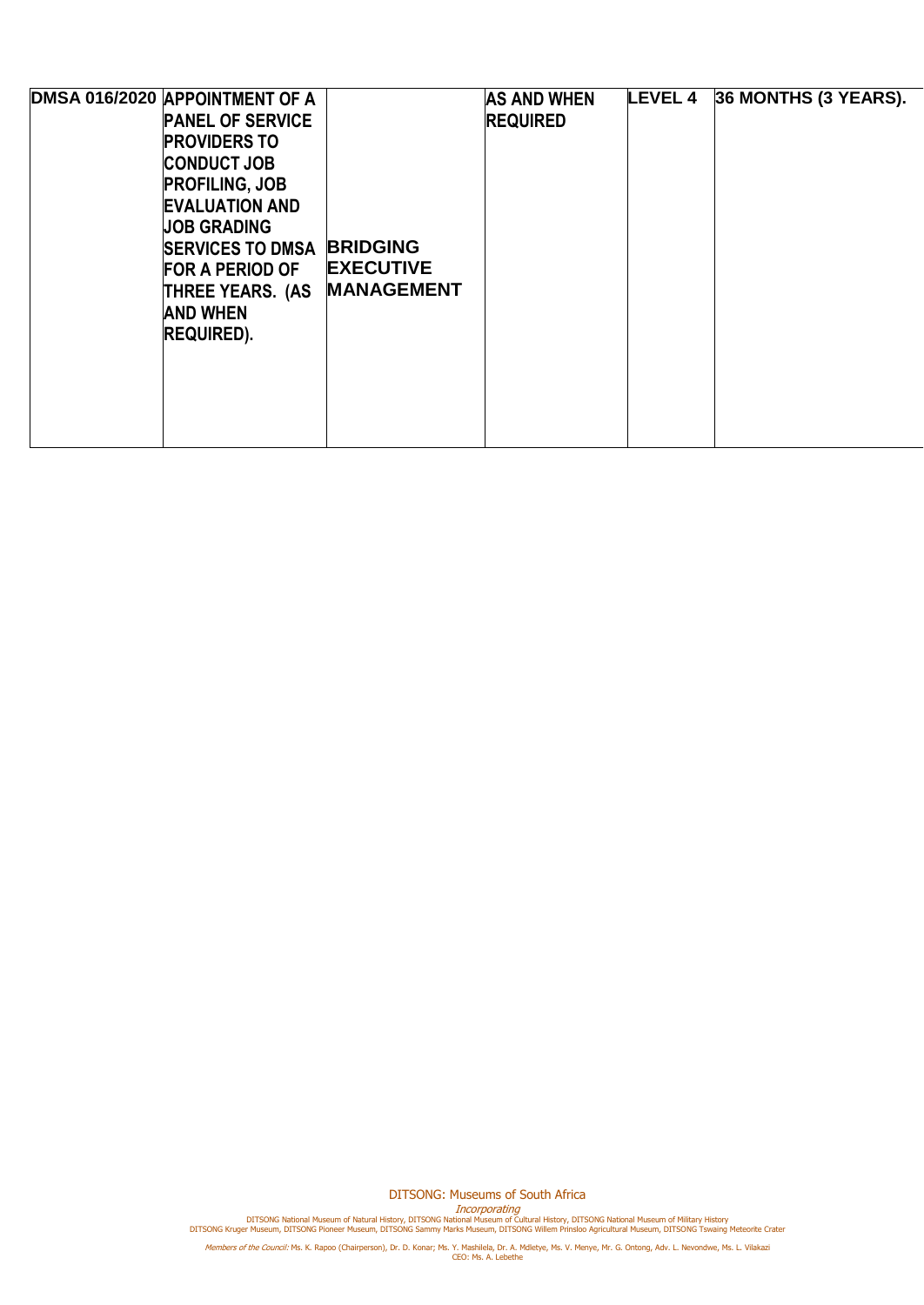| | | | | | |
|---|---|---|---|---|---|
| **DMSA 016/2020** | **APPOINTMENT OF A PANEL OF SERVICE PROVIDERS TO CONDUCT JOB PROFILING, JOB EVALUATION AND JOB GRADING SERVICES TO DMSA FOR A PERIOD OF THREE YEARS. (AS AND WHEN REQUIRED).** | **BRIDGING EXECUTIVE MANAGEMENT** | **AS AND WHEN REQUIRED** | **LEVEL 4** | **36 MONTHS (3 YEARS).** |